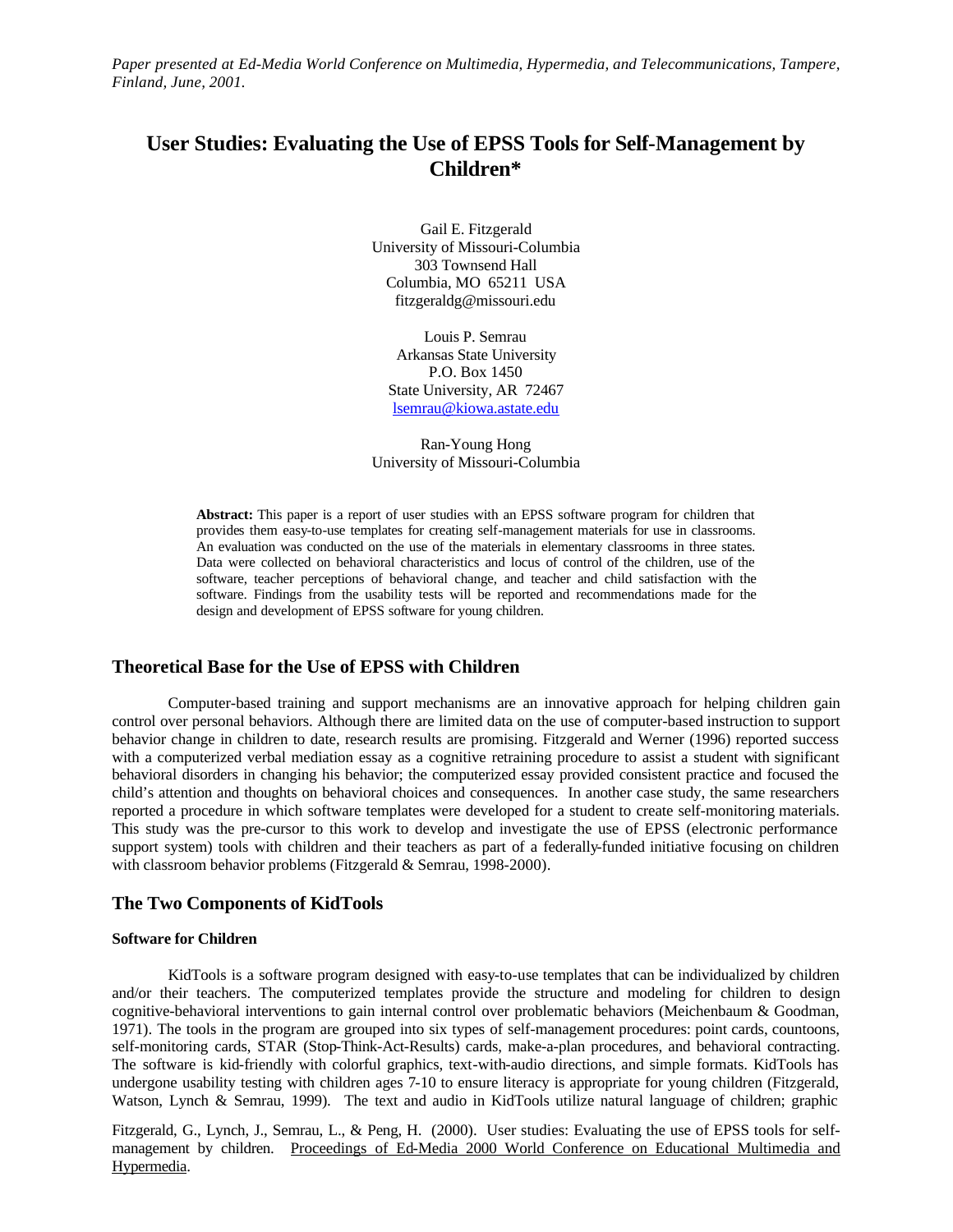*Paper presented at Ed-Media World Conference on Multimedia, Hypermedia, and Telecommunications, Tampere, Finland, June, 2001.*

# User Studies: Evaluating the Use of EPSS Tools for Self-Management by Children*

Gail E. Fitzgerald
University of Missouri-Columbia
303 Townsend Hall
Columbia, MO 65211 USA
fitzgeraldg@missouri.edu

Louis P. Semrau
Arkansas State University
P.O. Box 1450
State University, AR 72467
lsemrau@kiowa.astate.edu

Ran-Young Hong
University of Missouri-Columbia

**Abstract:** This paper is a report of user studies with an EPSS software program for children that provides them easy-to-use templates for creating self-management materials for use in classrooms. An evaluation was conducted on the use of the materials in elementary classrooms in three states. Data were collected on behavioral characteristics and locus of control of the children, use of the software, teacher perceptions of behavioral change, and teacher and child satisfaction with the software. Findings from the usability tests will be reported and recommendations made for the design and development of EPSS software for young children.

## Theoretical Base for the Use of EPSS with Children

Computer-based training and support mechanisms are an innovative approach for helping children gain control over personal behaviors. Although there are limited data on the use of computer-based instruction to support behavior change in children to date, research results are promising. Fitzgerald and Werner (1996) reported success with a computerized verbal mediation essay as a cognitive retraining procedure to assist a student with significant behavioral disorders in changing his behavior; the computerized essay provided consistent practice and focused the child's attention and thoughts on behavioral choices and consequences. In another case study, the same researchers reported a procedure in which software templates were developed for a student to create self-monitoring materials. This study was the pre-cursor to this work to develop and investigate the use of EPSS (electronic performance support system) tools with children and their teachers as part of a federally-funded initiative focusing on children with classroom behavior problems (Fitzgerald & Semrau, 1998-2000).

## The Two Components of KidTools

### Software for Children

KidTools is a software program designed with easy-to-use templates that can be individualized by children and/or their teachers. The computerized templates provide the structure and modeling for children to design cognitive-behavioral interventions to gain internal control over problematic behaviors (Meichenbaum & Goodman, 1971). The tools in the program are grouped into six types of self-management procedures: point cards, countoons, self-monitoring cards, STAR (Stop-Think-Act-Results) cards, make-a-plan procedures, and behavioral contracting. The software is kid-friendly with colorful graphics, text-with-audio directions, and simple formats. KidTools has undergone usability testing with children ages 7-10 to ensure literacy is appropriate for young children (Fitzgerald, Watson, Lynch & Semrau, 1999). The text and audio in KidTools utilize natural language of children; graphic

Fitzgerald, G., Lynch, J., Semrau, L., & Peng, H. (2000). User studies: Evaluating the use of EPSS tools for self-management by children. Proceedings of Ed-Media 2000 World Conference on Educational Multimedia and Hypermedia.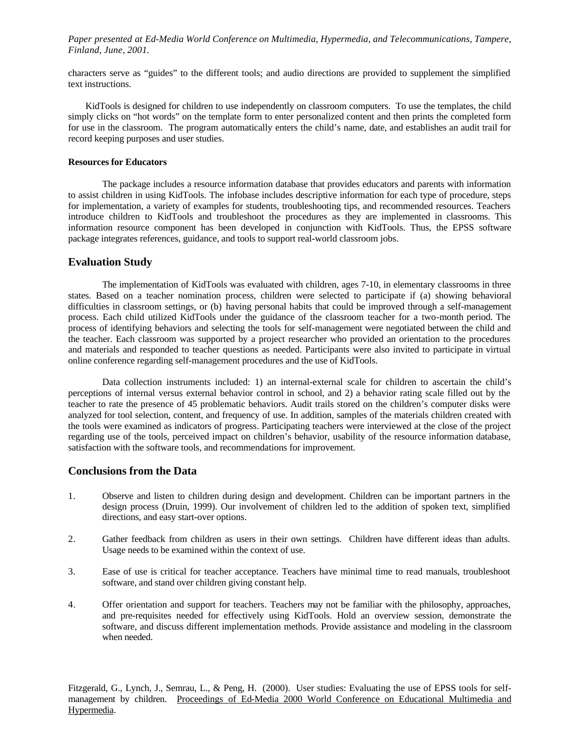characters serve as "guides" to the different tools; and audio directions are provided to supplement the simplified text instructions.

KidTools is designed for children to use independently on classroom computers. To use the templates, the child simply clicks on "hot words" on the template form to enter personalized content and then prints the completed form for use in the classroom. The program automatically enters the child's name, date, and establishes an audit trail for record keeping purposes and user studies.

#### Resources for Educators

The package includes a resource information database that provides educators and parents with information to assist children in using KidTools. The infobase includes descriptive information for each type of procedure, steps for implementation, a variety of examples for students, troubleshooting tips, and recommended resources. Teachers introduce children to KidTools and troubleshoot the procedures as they are implemented in classrooms. This information resource component has been developed in conjunction with KidTools. Thus, the EPSS software package integrates references, guidance, and tools to support real-world classroom jobs.

## Evaluation Study

The implementation of KidTools was evaluated with children, ages 7-10, in elementary classrooms in three states. Based on a teacher nomination process, children were selected to participate if (a) showing behavioral difficulties in classroom settings, or (b) having personal habits that could be improved through a self-management process. Each child utilized KidTools under the guidance of the classroom teacher for a two-month period. The process of identifying behaviors and selecting the tools for self-management were negotiated between the child and the teacher. Each classroom was supported by a project researcher who provided an orientation to the procedures and materials and responded to teacher questions as needed. Participants were also invited to participate in virtual online conference regarding self-management procedures and the use of KidTools.

Data collection instruments included: 1) an internal-external scale for children to ascertain the child's perceptions of internal versus external behavior control in school, and 2) a behavior rating scale filled out by the teacher to rate the presence of 45 problematic behaviors. Audit trails stored on the children's computer disks were analyzed for tool selection, content, and frequency of use. In addition, samples of the materials children created with the tools were examined as indicators of progress. Participating teachers were interviewed at the close of the project regarding use of the tools, perceived impact on children's behavior, usability of the resource information database, satisfaction with the software tools, and recommendations for improvement.

## Conclusions from the Data

1. Observe and listen to children during design and development. Children can be important partners in the design process (Druin, 1999). Our involvement of children led to the addition of spoken text, simplified directions, and easy start-over options.

2. Gather feedback from children as users in their own settings. Children have different ideas than adults. Usage needs to be examined within the context of use.

3. Ease of use is critical for teacher acceptance. Teachers have minimal time to read manuals, troubleshoot software, and stand over children giving constant help.

4. Offer orientation and support for teachers. Teachers may not be familiar with the philosophy, approaches, and pre-requisites needed for effectively using KidTools. Hold an overview session, demonstrate the software, and discuss different implementation methods. Provide assistance and modeling in the classroom when needed.

Fitzgerald, G., Lynch, J., Semrau, L., & Peng, H. (2000). User studies: Evaluating the use of EPSS tools for self-management by children. Proceedings of Ed-Media 2000 World Conference on Educational Multimedia and Hypermedia.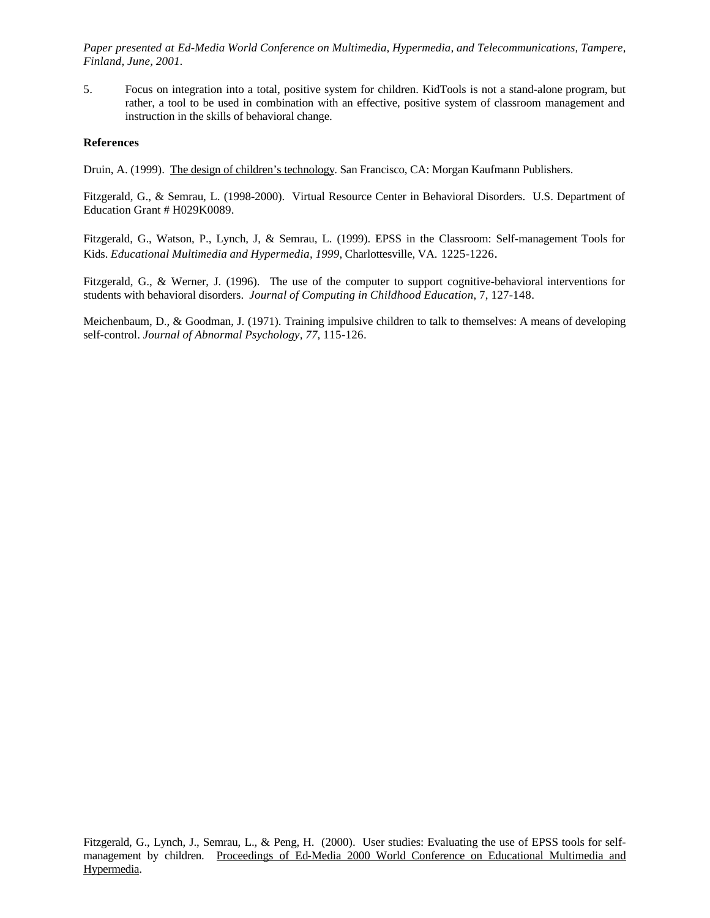5. Focus on integration into a total, positive system for children. KidTools is not a stand-alone program, but rather, a tool to be used in combination with an effective, positive system of classroom management and instruction in the skills of behavioral change.

**References**

Druin, A. (1999). <u>The design of children's technology</u>. San Francisco, CA: Morgan Kaufmann Publishers.

Fitzgerald, G., & Semrau, L. (1998-2000). Virtual Resource Center in Behavioral Disorders. U.S. Department of Education Grant # H029K0089.

Fitzgerald, G., Watson, P., Lynch, J, & Semrau, L. (1999). EPSS in the Classroom: Self-management Tools for Kids. *Educational Multimedia and Hypermedia, 1999*, Charlottesville, VA. 1225-1226.

Fitzgerald, G., & Werner, J. (1996). The use of the computer to support cognitive-behavioral interventions for students with behavioral disorders. *Journal of Computing in Childhood Education*, 7, 127-148.

Meichenbaum, D., & Goodman, J. (1971). Training impulsive children to talk to themselves: A means of developing self-control. *Journal of Abnormal Psychology, 77,* 115-126.

Fitzgerald, G., Lynch, J., Semrau, L., & Peng, H. (2000). User studies: Evaluating the use of EPSS tools for self-management by children. <u>Proceedings of Ed-Media 2000 World Conference on Educational Multimedia and Hypermedia</u>.